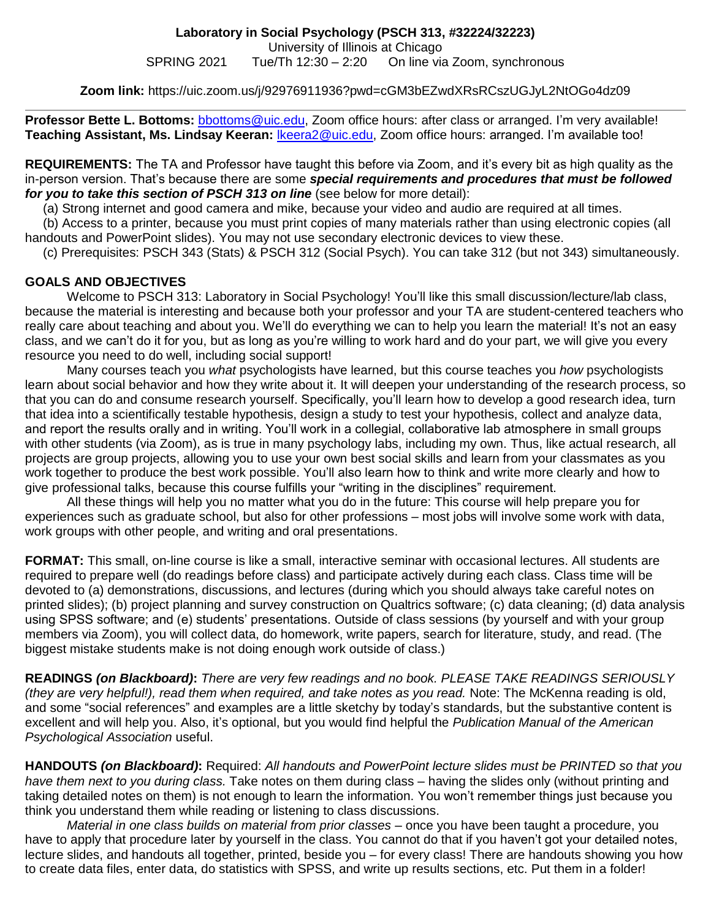**Laboratory in Social Psychology (PSCH 313, #32224/32223)**

University of Illinois at Chicago

SPRING 2021 Tue/Th 12:30 – 2:20 On line via Zoom, synchronous

**Zoom link:** https://uic.zoom.us/j/92976911936?pwd=cGM3bEZwdXRsRCszUGJyL2NtOGo4dz09

---

**Professor Bette L. Bottoms:** bbottoms@uic.edu, Zoom office hours: after class or arranged. I'm very available!
**Teaching Assistant, Ms. Lindsay Keeran:** lkeera2@uic.edu, Zoom office hours: arranged. I'm available too!

**REQUIREMENTS:** The TA and Professor have taught this before via Zoom, and it's every bit as high quality as the in-person version. That's because there are some ***special requirements and procedures that must be followed for you to take this section of PSCH 313 on line*** (see below for more detail):

(a) Strong internet and good camera and mike, because your video and audio are required at all times.

(b) Access to a printer, because you must print copies of many materials rather than using electronic copies (all handouts and PowerPoint slides). You may not use secondary electronic devices to view these.

(c) Prerequisites: PSCH 343 (Stats) & PSCH 312 (Social Psych). You can take 312 (but not 343) simultaneously.

**GOALS AND OBJECTIVES**

Welcome to PSCH 313: Laboratory in Social Psychology! You'll like this small discussion/lecture/lab class, because the material is interesting and because both your professor and your TA are student-centered teachers who really care about teaching and about you. We'll do everything we can to help you learn the material! It's not an easy class, and we can't do it for you, but as long as you're willing to work hard and do your part, we will give you every resource you need to do well, including social support!

Many courses teach you *what* psychologists have learned, but this course teaches you *how* psychologists learn about social behavior and how they write about it. It will deepen your understanding of the research process, so that you can do and consume research yourself. Specifically, you'll learn how to develop a good research idea, turn that idea into a scientifically testable hypothesis, design a study to test your hypothesis, collect and analyze data, and report the results orally and in writing. You'll work in a collegial, collaborative lab atmosphere in small groups with other students (via Zoom), as is true in many psychology labs, including my own. Thus, like actual research, all projects are group projects, allowing you to use your own best social skills and learn from your classmates as you work together to produce the best work possible. You'll also learn how to think and write more clearly and how to give professional talks, because this course fulfills your "writing in the disciplines" requirement.

All these things will help you no matter what you do in the future: This course will help prepare you for experiences such as graduate school, but also for other professions – most jobs will involve some work with data, work groups with other people, and writing and oral presentations.

**FORMAT:** This small, on-line course is like a small, interactive seminar with occasional lectures. All students are required to prepare well (do readings before class) and participate actively during each class. Class time will be devoted to (a) demonstrations, discussions, and lectures (during which you should always take careful notes on printed slides); (b) project planning and survey construction on Qualtrics software; (c) data cleaning; (d) data analysis using SPSS software; and (e) students' presentations. Outside of class sessions (by yourself and with your group members via Zoom), you will collect data, do homework, write papers, search for literature, study, and read. (The biggest mistake students make is not doing enough work outside of class.)

**READINGS *(on Blackboard)*:** *There are very few readings and no book. PLEASE TAKE READINGS SERIOUSLY (they are very helpful!), read them when required, and take notes as you read.* Note: The McKenna reading is old, and some "social references" and examples are a little sketchy by today's standards, but the substantive content is excellent and will help you. Also, it's optional, but you would find helpful the *Publication Manual of the American Psychological Association* useful.

**HANDOUTS *(on Blackboard)*:** Required: *All handouts and PowerPoint lecture slides must be PRINTED so that you have them next to you during class.* Take notes on them during class – having the slides only (without printing and taking detailed notes on them) is not enough to learn the information. You won't remember things just because you think you understand them while reading or listening to class discussions.

*Material in one class builds on material from prior classes* – once you have been taught a procedure, you have to apply that procedure later by yourself in the class. You cannot do that if you haven't got your detailed notes, lecture slides, and handouts all together, printed, beside you – for every class! There are handouts showing you how to create data files, enter data, do statistics with SPSS, and write up results sections, etc. Put them in a folder!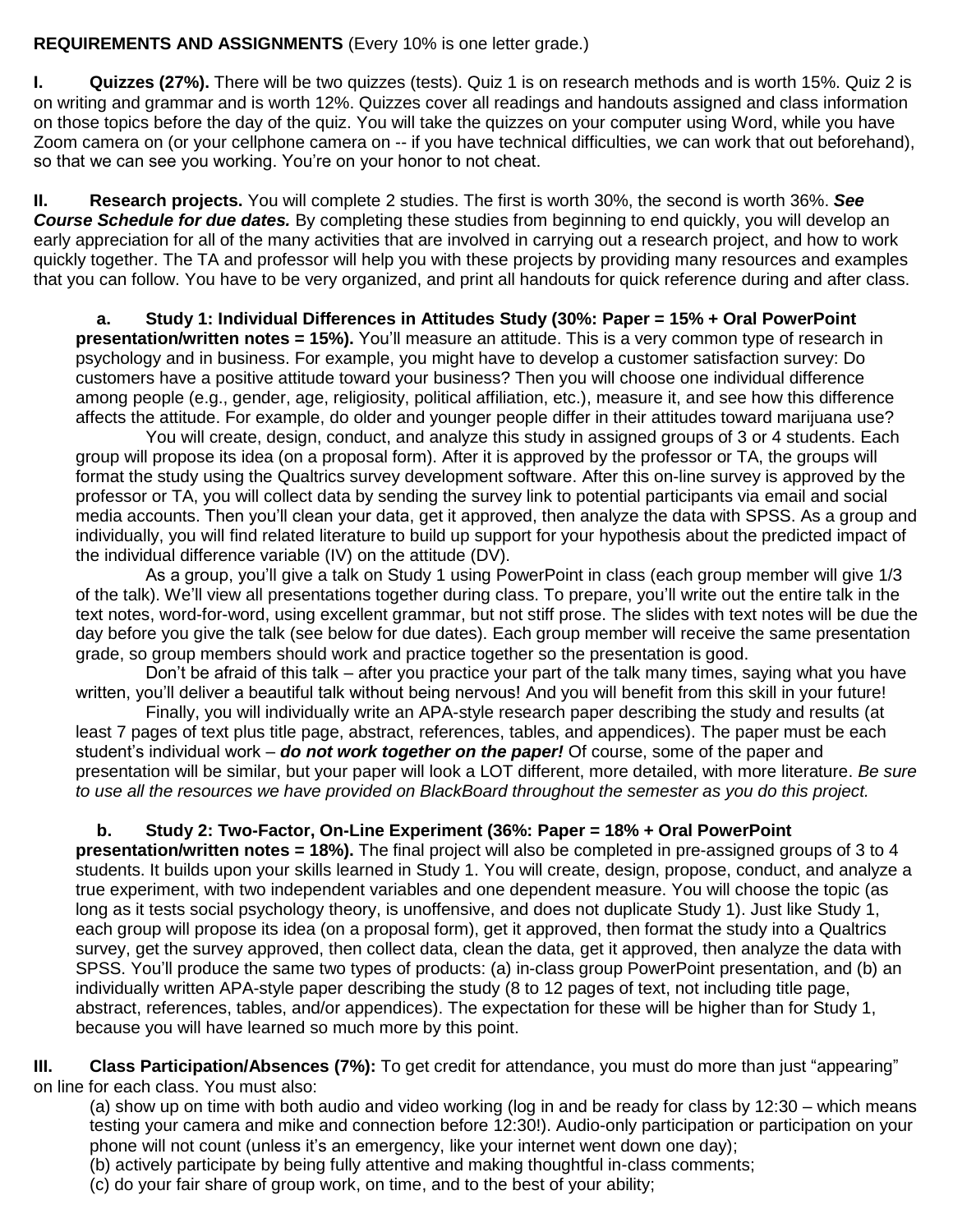**REQUIREMENTS AND ASSIGNMENTS** (Every 10% is one letter grade.)

**I. Quizzes (27%).** There will be two quizzes (tests). Quiz 1 is on research methods and is worth 15%. Quiz 2 is on writing and grammar and is worth 12%. Quizzes cover all readings and handouts assigned and class information on those topics before the day of the quiz. You will take the quizzes on your computer using Word, while you have Zoom camera on (or your cellphone camera on -- if you have technical difficulties, we can work that out beforehand), so that we can see you working. You're on your honor to not cheat.

**II. Research projects.** You will complete 2 studies. The first is worth 30%, the second is worth 36%. ***See Course Schedule for due dates.*** By completing these studies from beginning to end quickly, you will develop an early appreciation for all of the many activities that are involved in carrying out a research project, and how to work quickly together. The TA and professor will help you with these projects by providing many resources and examples that you can follow. You have to be very organized, and print all handouts for quick reference during and after class.

**a. Study 1: Individual Differences in Attitudes Study (30%: Paper = 15% + Oral PowerPoint presentation/written notes = 15%).** You'll measure an attitude. This is a very common type of research in psychology and in business. For example, you might have to develop a customer satisfaction survey: Do customers have a positive attitude toward your business? Then you will choose one individual difference among people (e.g., gender, age, religiosity, political affiliation, etc.), measure it, and see how this difference affects the attitude. For example, do older and younger people differ in their attitudes toward marijuana use?

You will create, design, conduct, and analyze this study in assigned groups of 3 or 4 students. Each group will propose its idea (on a proposal form). After it is approved by the professor or TA, the groups will format the study using the Qualtrics survey development software. After this on-line survey is approved by the professor or TA, you will collect data by sending the survey link to potential participants via email and social media accounts. Then you'll clean your data, get it approved, then analyze the data with SPSS. As a group and individually, you will find related literature to build up support for your hypothesis about the predicted impact of the individual difference variable (IV) on the attitude (DV).

As a group, you'll give a talk on Study 1 using PowerPoint in class (each group member will give 1/3 of the talk). We'll view all presentations together during class. To prepare, you'll write out the entire talk in the text notes, word-for-word, using excellent grammar, but not stiff prose. The slides with text notes will be due the day before you give the talk (see below for due dates). Each group member will receive the same presentation grade, so group members should work and practice together so the presentation is good.

Don't be afraid of this talk – after you practice your part of the talk many times, saying what you have written, you'll deliver a beautiful talk without being nervous! And you will benefit from this skill in your future!

Finally, you will individually write an APA-style research paper describing the study and results (at least 7 pages of text plus title page, abstract, references, tables, and appendices). The paper must be each student's individual work – ***do not work together on the paper!*** Of course, some of the paper and presentation will be similar, but your paper will look a LOT different, more detailed, with more literature. *Be sure to use all the resources we have provided on BlackBoard throughout the semester as you do this project.*

**b. Study 2: Two-Factor, On-Line Experiment (36%: Paper = 18% + Oral PowerPoint presentation/written notes = 18%).** The final project will also be completed in pre-assigned groups of 3 to 4 students. It builds upon your skills learned in Study 1. You will create, design, propose, conduct, and analyze a true experiment, with two independent variables and one dependent measure. You will choose the topic (as long as it tests social psychology theory, is unoffensive, and does not duplicate Study 1). Just like Study 1, each group will propose its idea (on a proposal form), get it approved, then format the study into a Qualtrics survey, get the survey approved, then collect data, clean the data, get it approved, then analyze the data with SPSS. You'll produce the same two types of products: (a) in-class group PowerPoint presentation, and (b) an individually written APA-style paper describing the study (8 to 12 pages of text, not including title page, abstract, references, tables, and/or appendices). The expectation for these will be higher than for Study 1, because you will have learned so much more by this point.

**III. Class Participation/Absences (7%):** To get credit for attendance, you must do more than just "appearing" on line for each class. You must also:

(a) show up on time with both audio and video working (log in and be ready for class by 12:30 – which means testing your camera and mike and connection before 12:30!). Audio-only participation or participation on your phone will not count (unless it's an emergency, like your internet went down one day);
(b) actively participate by being fully attentive and making thoughtful in-class comments;
(c) do your fair share of group work, on time, and to the best of your ability;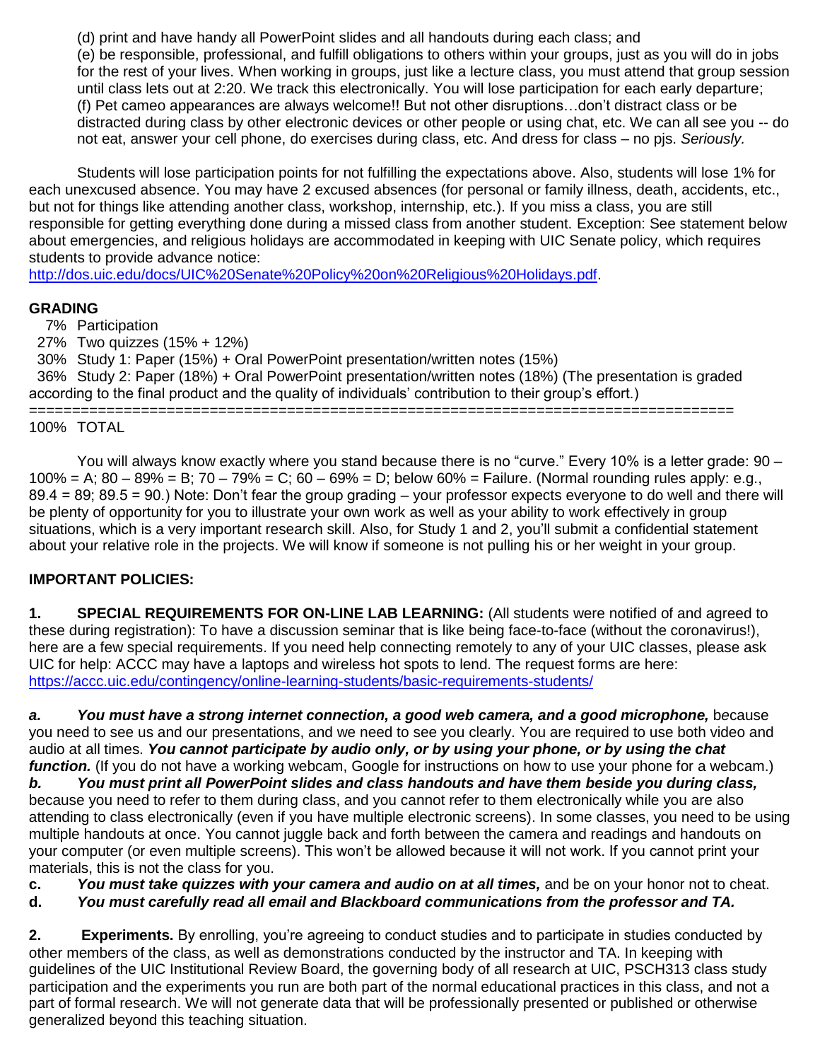(d) print and have handy all PowerPoint slides and all handouts during each class; and

(e) be responsible, professional, and fulfill obligations to others within your groups, just as you will do in jobs for the rest of your lives. When working in groups, just like a lecture class, you must attend that group session until class lets out at 2:20. We track this electronically. You will lose participation for each early departure;

(f) Pet cameo appearances are always welcome!! But not other disruptions…don't distract class or be distracted during class by other electronic devices or other people or using chat, etc. We can all see you -- do not eat, answer your cell phone, do exercises during class, etc. And dress for class – no pjs. *Seriously.*

Students will lose participation points for not fulfilling the expectations above. Also, students will lose 1% for each unexcused absence. You may have 2 excused absences (for personal or family illness, death, accidents, etc., but not for things like attending another class, workshop, internship, etc.). If you miss a class, you are still responsible for getting everything done during a missed class from another student. Exception: See statement below about emergencies, and religious holidays are accommodated in keeping with UIC Senate policy, which requires students to provide advance notice: http://dos.uic.edu/docs/UIC%20Senate%20Policy%20on%20Religious%20Holidays.pdf.

**GRADING**

7% Participation
27% Two quizzes (15% + 12%)
30% Study 1: Paper (15%) + Oral PowerPoint presentation/written notes (15%)
36% Study 2: Paper (18%) + Oral PowerPoint presentation/written notes (18%) (The presentation is graded according to the final product and the quality of individuals' contribution to their group's effort.)
==================================================================================
100% TOTAL

You will always know exactly where you stand because there is no "curve." Every 10% is a letter grade: 90 – 100% = A; 80 – 89% = B; 70 – 79% = C; 60 – 69% = D; below 60% = Failure. (Normal rounding rules apply: e.g., 89.4 = 89; 89.5 = 90.) Note: Don't fear the group grading – your professor expects everyone to do well and there will be plenty of opportunity for you to illustrate your own work as well as your ability to work effectively in group situations, which is a very important research skill. Also, for Study 1 and 2, you'll submit a confidential statement about your relative role in the projects. We will know if someone is not pulling his or her weight in your group.

**IMPORTANT POLICIES:**

**1. SPECIAL REQUIREMENTS FOR ON-LINE LAB LEARNING:** (All students were notified of and agreed to these during registration): To have a discussion seminar that is like being face-to-face (without the coronavirus!), here are a few special requirements. If you need help connecting remotely to any of your UIC classes, please ask UIC for help: ACCC may have a laptops and wireless hot spots to lend. The request forms are here: https://accc.uic.edu/contingency/online-learning-students/basic-requirements-students/

***a. You must have a strong internet connection, a good web camera, and a good microphone,*** because you need to see us and our presentations, and we need to see you clearly. You are required to use both video and audio at all times. ***You cannot participate by audio only, or by using your phone, or by using the chat function.*** (If you do not have a working webcam, Google for instructions on how to use your phone for a webcam.)

***b. You must print all PowerPoint slides and class handouts and have them beside you during class,*** because you need to refer to them during class, and you cannot refer to them electronically while you are also attending to class electronically (even if you have multiple electronic screens). In some classes, you need to be using multiple handouts at once. You cannot juggle back and forth between the camera and readings and handouts on your computer (or even multiple screens). This won't be allowed because it will not work. If you cannot print your materials, this is not the class for you.

**c.** ***You must take quizzes with your camera and audio on at all times,*** and be on your honor not to cheat.

**d.** ***You must carefully read all email and Blackboard communications from the professor and TA.***

**2. Experiments.** By enrolling, you're agreeing to conduct studies and to participate in studies conducted by other members of the class, as well as demonstrations conducted by the instructor and TA. In keeping with guidelines of the UIC Institutional Review Board, the governing body of all research at UIC, PSCH313 class study participation and the experiments you run are both part of the normal educational practices in this class, and not a part of formal research. We will not generate data that will be professionally presented or published or otherwise generalized beyond this teaching situation.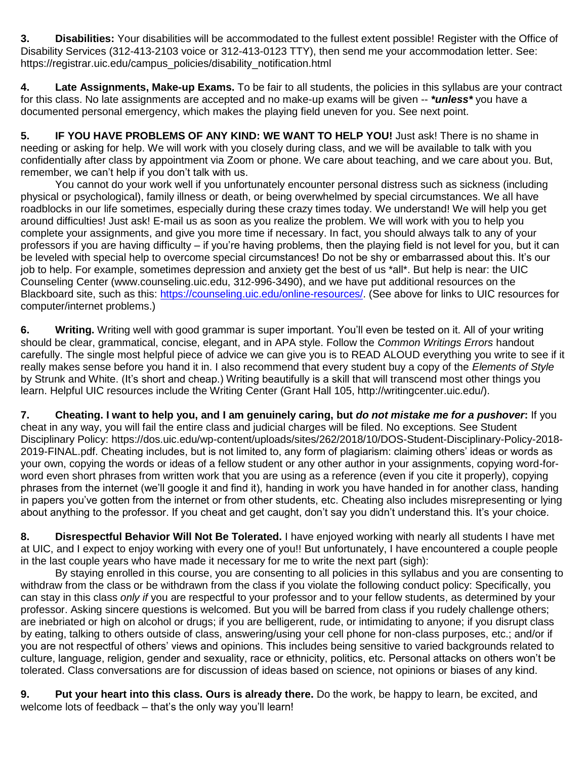**3. Disabilities:** Your disabilities will be accommodated to the fullest extent possible! Register with the Office of Disability Services (312-413-2103 voice or 312-413-0123 TTY), then send me your accommodation letter. See: https://registrar.uic.edu/campus_policies/disability_notification.html

**4. Late Assignments, Make-up Exams.** To be fair to all students, the policies in this syllabus are your contract for this class. No late assignments are accepted and no make-up exams will be given -- ***unless*** you have a documented personal emergency, which makes the playing field uneven for you. See next point.

**5. IF YOU HAVE PROBLEMS OF ANY KIND: WE WANT TO HELP YOU!** Just ask! There is no shame in needing or asking for help. We will work with you closely during class, and we will be available to talk with you confidentially after class by appointment via Zoom or phone. We care about teaching, and we care about you. But, remember, we can't help if you don't talk with us.

You cannot do your work well if you unfortunately encounter personal distress such as sickness (including physical or psychological), family illness or death, or being overwhelmed by special circumstances. We all have roadblocks in our life sometimes, especially during these crazy times today. We understand! We will help you get around difficulties! Just ask! E-mail us as soon as you realize the problem. We will work with you to help you complete your assignments, and give you more time if necessary. In fact, you should always talk to any of your professors if you are having difficulty – if you're having problems, then the playing field is not level for you, but it can be leveled with special help to overcome special circumstances! Do not be shy or embarrassed about this. It's our job to help. For example, sometimes depression and anxiety get the best of us *all*. But help is near: the UIC Counseling Center (www.counseling.uic.edu, 312-996-3490), and we have put additional resources on the Blackboard site, such as this: https://counseling.uic.edu/online-resources/. (See above for links to UIC resources for computer/internet problems.)

**6. Writing.** Writing well with good grammar is super important. You'll even be tested on it. All of your writing should be clear, grammatical, concise, elegant, and in APA style. Follow the *Common Writings Errors* handout carefully. The single most helpful piece of advice we can give you is to READ ALOUD everything you write to see if it really makes sense before you hand it in. I also recommend that every student buy a copy of the *Elements of Style* by Strunk and White. (It's short and cheap.) Writing beautifully is a skill that will transcend most other things you learn. Helpful UIC resources include the Writing Center (Grant Hall 105, http://writingcenter.uic.edu/).

**7. Cheating. I want to help you, and I am genuinely caring, but *do not mistake me for a pushover*:** If you cheat in any way, you will fail the entire class and judicial charges will be filed. No exceptions. See Student Disciplinary Policy: https://dos.uic.edu/wp-content/uploads/sites/262/2018/10/DOS-Student-Disciplinary-Policy-2018-2019-FINAL.pdf. Cheating includes, but is not limited to, any form of plagiarism: claiming others' ideas or words as your own, copying the words or ideas of a fellow student or any other author in your assignments, copying word-for-word even short phrases from written work that you are using as a reference (even if you cite it properly), copying phrases from the internet (we'll google it and find it), handing in work you have handed in for another class, handing in papers you've gotten from the internet or from other students, etc. Cheating also includes misrepresenting or lying about anything to the professor. If you cheat and get caught, don't say you didn't understand this. It's your choice.

**8. Disrespectful Behavior Will Not Be Tolerated.** I have enjoyed working with nearly all students I have met at UIC, and I expect to enjoy working with every one of you!! But unfortunately, I have encountered a couple people in the last couple years who have made it necessary for me to write the next part (sigh):

By staying enrolled in this course, you are consenting to all policies in this syllabus and you are consenting to withdraw from the class or be withdrawn from the class if you violate the following conduct policy: Specifically, you can stay in this class *only if* you are respectful to your professor and to your fellow students, as determined by your professor. Asking sincere questions is welcomed. But you will be barred from class if you rudely challenge others; are inebriated or high on alcohol or drugs; if you are belligerent, rude, or intimidating to anyone; if you disrupt class by eating, talking to others outside of class, answering/using your cell phone for non-class purposes, etc.; and/or if you are not respectful of others' views and opinions. This includes being sensitive to varied backgrounds related to culture, language, religion, gender and sexuality, race or ethnicity, politics, etc. Personal attacks on others won't be tolerated. Class conversations are for discussion of ideas based on science, not opinions or biases of any kind.

**9. Put your heart into this class. Ours is already there.** Do the work, be happy to learn, be excited, and welcome lots of feedback – that's the only way you'll learn!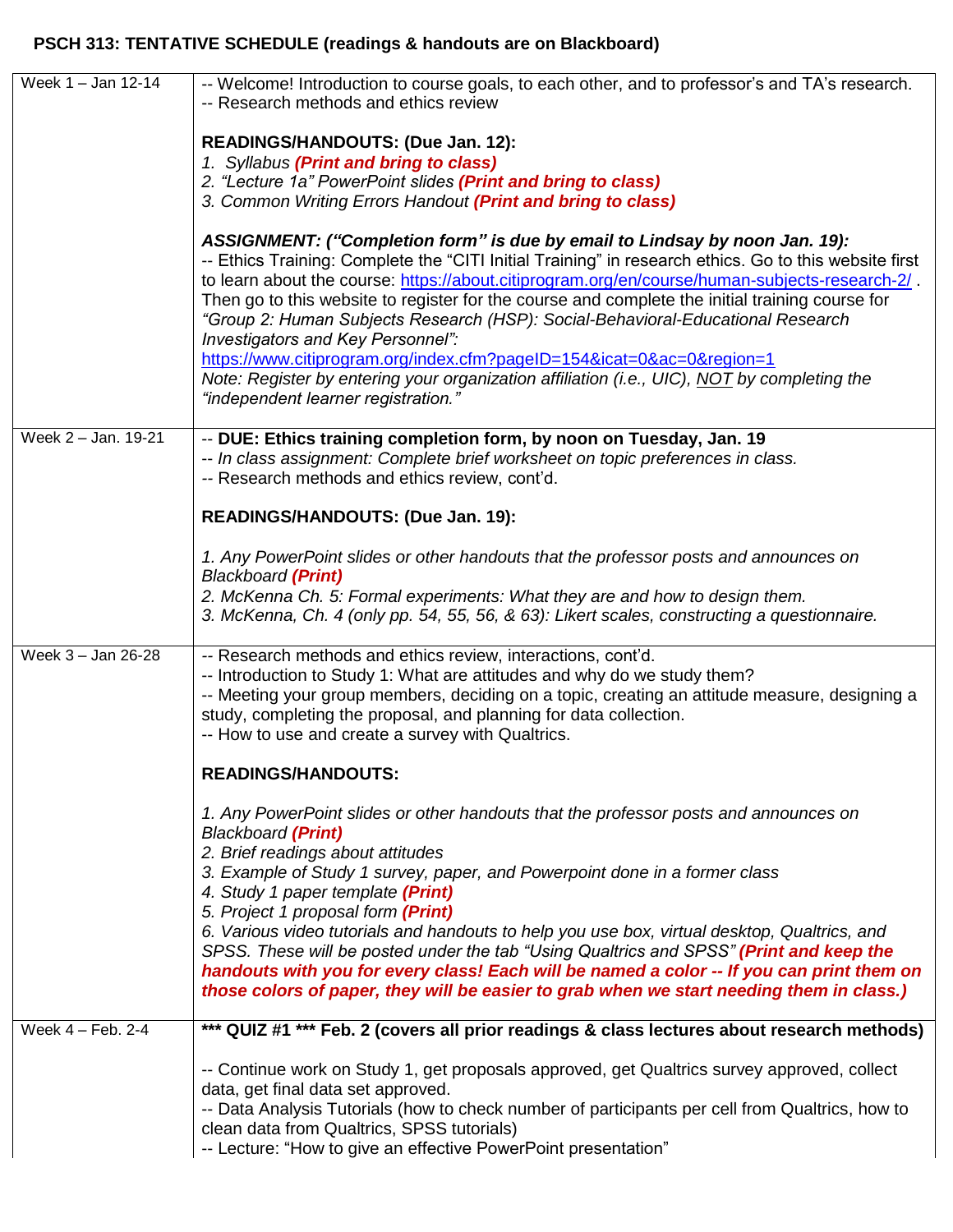**PSCH 313: TENTATIVE SCHEDULE (readings & handouts are on Blackboard)**

| | |
|---|---|
| Week 1 – Jan 12-14 | -- Welcome! Introduction to course goals, to each other, and to professor's and TA's research.<br>-- Research methods and ethics review<br><br>**READINGS/HANDOUTS: (Due Jan. 12):**<br>*1. Syllabus* ***(Print and bring to class)***<br>*2. "Lecture 1a" PowerPoint slides* ***(Print and bring to class)***<br>*3. Common Writing Errors Handout* ***(Print and bring to class)***<br><br>***ASSIGNMENT: ("Completion form" is due by email to Lindsay by noon Jan. 19):***<br>-- Ethics Training: Complete the "CITI Initial Training" in research ethics. Go to this website first to learn about the course: https://about.citiprogram.org/en/course/human-subjects-research-2/ . Then go to this website to register for the course and complete the initial training course for *"Group 2: Human Subjects Research (HSP): Social-Behavioral-Educational Research Investigators and Key Personnel":*<br>https://www.citiprogram.org/index.cfm?pageID=154&icat=0&ac=0&region=1<br>*Note: Register by entering your organization affiliation (i.e., UIC), NOT by completing the "independent learner registration."* |
| Week 2 – Jan. 19-21 | -- **DUE: Ethics training completion form, by noon on Tuesday, Jan. 19**<br>-- *In class assignment: Complete brief worksheet on topic preferences in class.*<br>-- Research methods and ethics review, cont'd.<br><br>**READINGS/HANDOUTS: (Due Jan. 19):**<br><br>*1. Any PowerPoint slides or other handouts that the professor posts and announces on Blackboard* ***(Print)***<br>*2. McKenna Ch. 5: Formal experiments: What they are and how to design them.*<br>*3. McKenna, Ch. 4 (only pp. 54, 55, 56, & 63): Likert scales, constructing a questionnaire.* |
| Week 3 – Jan 26-28 | -- Research methods and ethics review, interactions, cont'd.<br>-- Introduction to Study 1: What are attitudes and why do we study them?<br>-- Meeting your group members, deciding on a topic, creating an attitude measure, designing a study, completing the proposal, and planning for data collection.<br>-- How to use and create a survey with Qualtrics.<br><br>**READINGS/HANDOUTS:**<br><br>*1. Any PowerPoint slides or other handouts that the professor posts and announces on Blackboard* ***(Print)***<br>*2. Brief readings about attitudes*<br>*3. Example of Study 1 survey, paper, and Powerpoint done in a former class*<br>*4. Study 1 paper template* ***(Print)***<br>*5. Project 1 proposal form* ***(Print)***<br>*6. Various video tutorials and handouts to help you use box, virtual desktop, Qualtrics, and SPSS. These will be posted under the tab "Using Qualtrics and SPSS"* ***(Print and keep the handouts with you for every class! Each will be named a color -- If you can print them on those colors of paper, they will be easier to grab when we start needing them in class.)*** |
| Week 4 – Feb. 2-4 | **\*\*\* QUIZ #1 \*\*\* Feb. 2 (covers all prior readings & class lectures about research methods)**<br><br>-- Continue work on Study 1, get proposals approved, get Qualtrics survey approved, collect data, get final data set approved.<br>-- Data Analysis Tutorials (how to check number of participants per cell from Qualtrics, how to clean data from Qualtrics, SPSS tutorials)<br>-- Lecture: "How to give an effective PowerPoint presentation" |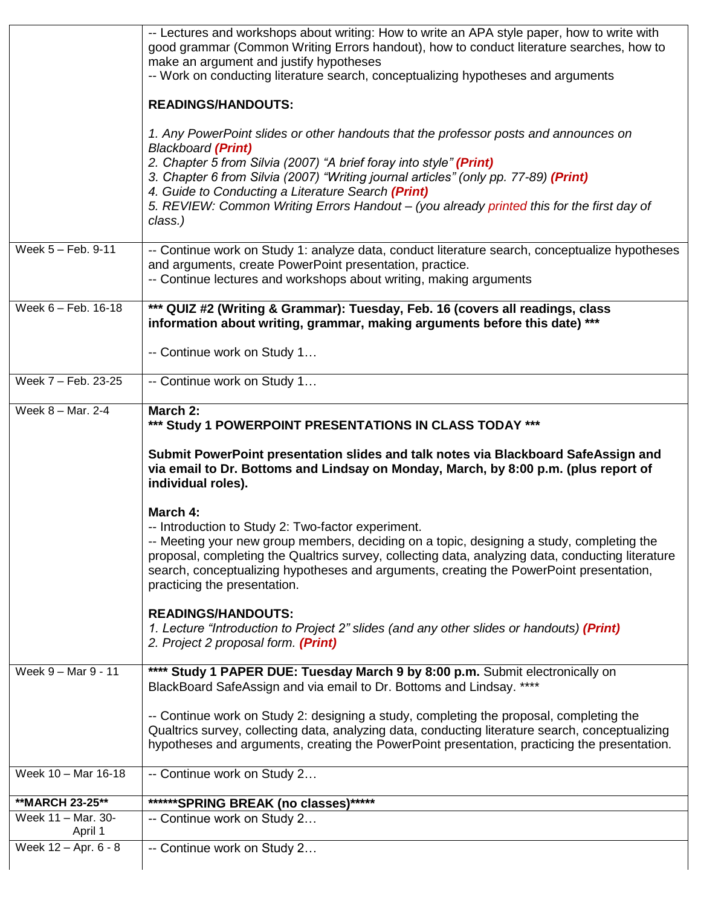| | |
|---|---|
| | -- Lectures and workshops about writing: How to write an APA style paper, how to write with good grammar (Common Writing Errors handout), how to conduct literature searches, how to make an argument and justify hypotheses<br>-- Work on conducting literature search, conceptualizing hypotheses and arguments<br><br>**READINGS/HANDOUTS:**<br><br>*1. Any PowerPoint slides or other handouts that the professor posts and announces on Blackboard **(Print)***<br>*2. Chapter 5 from Silvia (2007) "A brief foray into style" **(Print)***<br>*3. Chapter 6 from Silvia (2007) "Writing journal articles" (only pp. 77-89) **(Print)***<br>*4. Guide to Conducting a Literature Search **(Print)***<br>*5. REVIEW: Common Writing Errors Handout – (you already printed this for the first day of class.)* |
| Week 5 – Feb. 9-11 | -- Continue work on Study 1: analyze data, conduct literature search, conceptualize hypotheses and arguments, create PowerPoint presentation, practice.<br>-- Continue lectures and workshops about writing, making arguments |
| Week 6 – Feb. 16-18 | **\*\*\* QUIZ #2 (Writing & Grammar): Tuesday, Feb. 16 (covers all readings, class information about writing, grammar, making arguments before this date) \*\*\***<br><br>-- Continue work on Study 1… |
| Week 7 – Feb. 23-25 | -- Continue work on Study 1… |
| Week 8 – Mar. 2-4 | **March 2:**<br>**\*\*\* Study 1 POWERPOINT PRESENTATIONS IN CLASS TODAY \*\*\***<br><br>**Submit PowerPoint presentation slides and talk notes via Blackboard SafeAssign and via email to Dr. Bottoms and Lindsay on Monday, March, by 8:00 p.m. (plus report of individual roles).**<br><br>**March 4:**<br>-- Introduction to Study 2: Two-factor experiment.<br>-- Meeting your new group members, deciding on a topic, designing a study, completing the proposal, completing the Qualtrics survey, collecting data, analyzing data, conducting literature search, conceptualizing hypotheses and arguments, creating the PowerPoint presentation, practicing the presentation.<br><br>**READINGS/HANDOUTS:**<br>*1. Lecture "Introduction to Project 2" slides (and any other slides or handouts) **(Print)***<br>*2. Project 2 proposal form. **(Print)*** |
| Week 9 – Mar 9 - 11 | **\*\*\*\* Study 1 PAPER DUE: Tuesday March 9 by 8:00 p.m.** Submit electronically on BlackBoard SafeAssign and via email to Dr. Bottoms and Lindsay. \*\*\*\*<br><br>-- Continue work on Study 2: designing a study, completing the proposal, completing the Qualtrics survey, collecting data, analyzing data, conducting literature search, conceptualizing hypotheses and arguments, creating the PowerPoint presentation, practicing the presentation. |
| Week 10 – Mar 16-18 | -- Continue work on Study 2… |
| **\*\*MARCH 23-25\*\*** | **\*\*\*\*\*\*SPRING BREAK (no classes)\*\*\*\*\*** |
| Week 11 – Mar. 30-April 1 | -- Continue work on Study 2… |
| Week 12 – Apr. 6 - 8 | -- Continue work on Study 2… |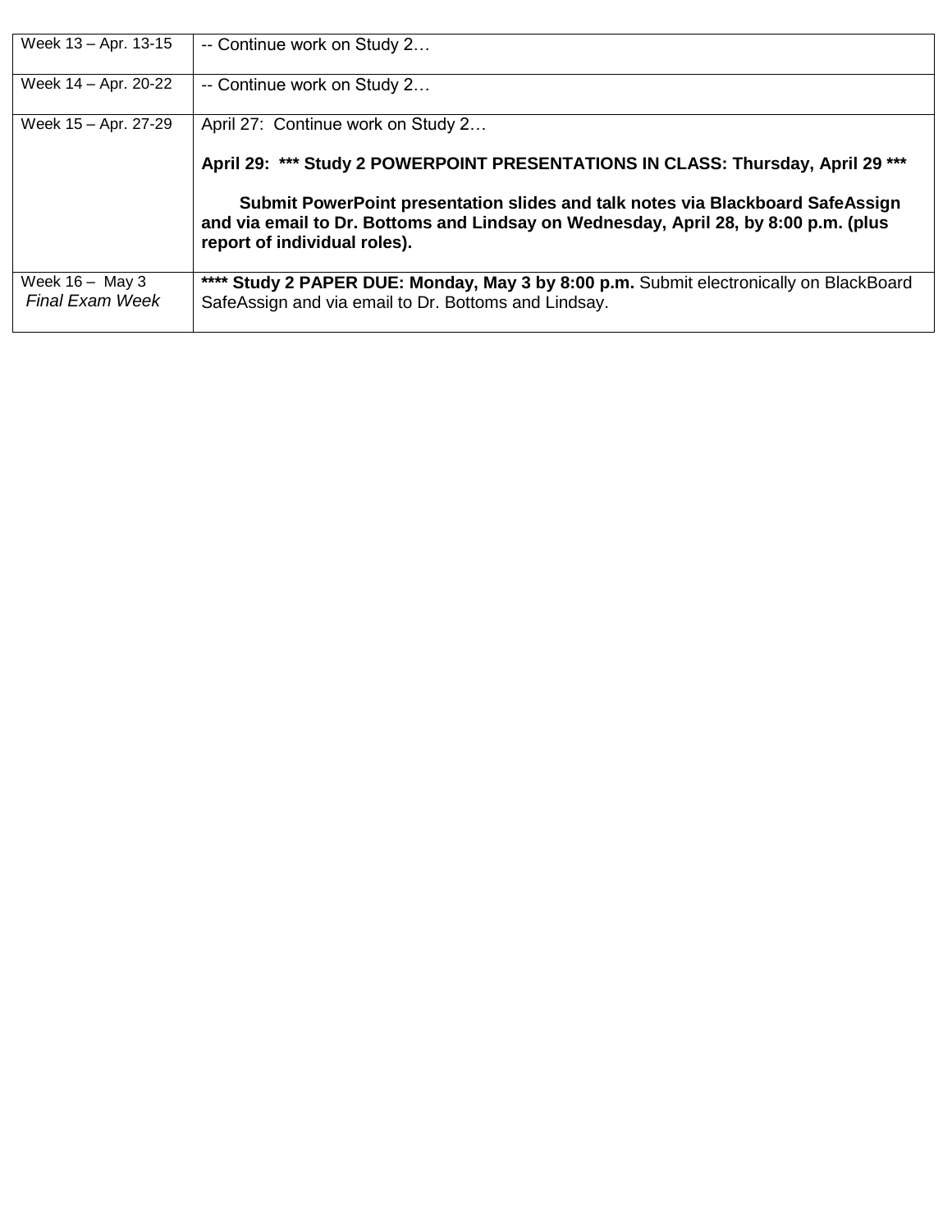| | |
|---|---|
| Week 13 – Apr. 13-15 | -- Continue work on Study 2… |
| Week 14 – Apr. 20-22 | -- Continue work on Study 2… |
| Week 15 – Apr. 27-29 | April 27: Continue work on Study 2…<br><br>**April 29: *** Study 2 POWERPOINT PRESENTATIONS IN CLASS: Thursday, April 29 *****<br><br>**Submit PowerPoint presentation slides and talk notes via Blackboard SafeAssign and via email to Dr. Bottoms and Lindsay on Wednesday, April 28, by 8:00 p.m. (plus report of individual roles).** |
| Week 16 – May 3<br>*Final Exam Week* | **\*\*\*\* Study 2 PAPER DUE: Monday, May 3 by 8:00 p.m.** Submit electronically on BlackBoard SafeAssign and via email to Dr. Bottoms and Lindsay. |